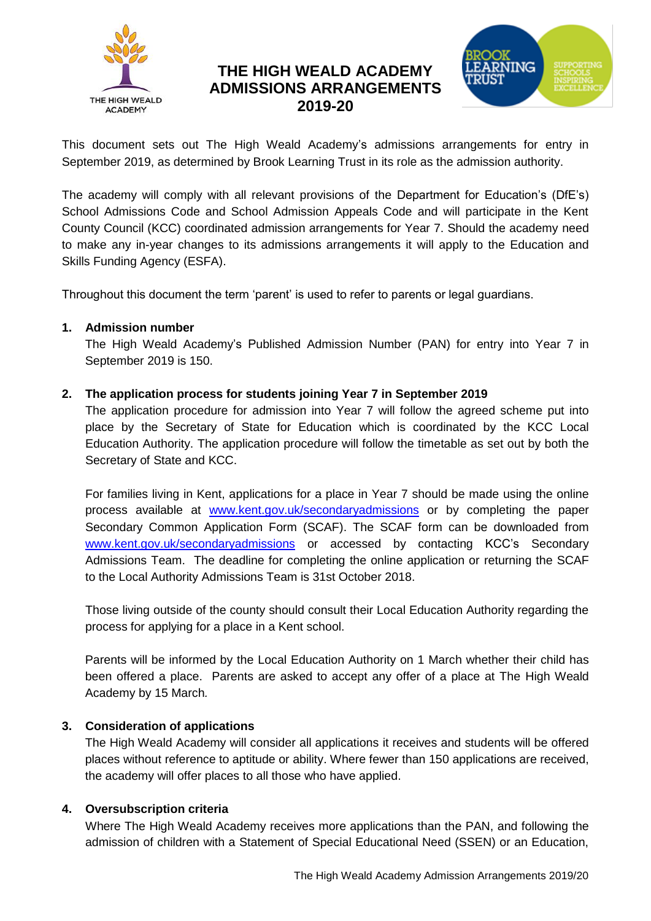# THE HIGH WEALD ACADEMY ADMISSIONS ARRANGEMENTS 2019-20

This document sets out The High Weald Academy's admissions arrangements for entry in September 2019, as determined by Brook Learning Trust in its role as the admission authority.

The academy will comply with all relevant provisions of the Department for Education's (DfE's) School Admissions Code and School Admission Appeals Code and will participate in the Kent County Council (KCC) coordinated admission arrangements for Year 7. Should the academy need to make any in-year changes to its admissions arrangements it will apply to the Education and Skills Funding Agency (ESFA).

Throughout this document the term 'parent' is used to refer to parents or legal guardians.

1. **Admission number**

   The High Weald Academy's Published Admission Number (PAN) for entry into Year 7 in September 2019 is 150.

2. **The application process for students joining Year 7 in September 2019**

   The application procedure for admission into Year 7 will follow the agreed scheme put into place by the Secretary of State for Education which is coordinated by the KCC Local Education Authority. The application procedure will follow the timetable as set out by both the Secretary of State and KCC.

   For families living in Kent, applications for a place in Year 7 should be made using the online process available at [www.kent.gov.uk/secondaryadmissions](http://www.kent.gov.uk/secondaryadmissions) or by completing the paper Secondary Common Application Form (SCAF). The SCAF form can be downloaded from [www.kent.gov.uk/secondaryadmissions](http://www.kent.gov.uk/secondaryadmissions) or accessed by contacting KCC's Secondary Admissions Team. The deadline for completing the online application or returning the SCAF to the Local Authority Admissions Team is 31st October 2018.

   Those living outside of the county should consult their Local Education Authority regarding the process for applying for a place in a Kent school.

   Parents will be informed by the Local Education Authority on 1 March whether their child has been offered a place. Parents are asked to accept any offer of a place at The High Weald Academy by 15 March.

3. **Consideration of applications**

   The High Weald Academy will consider all applications it receives and students will be offered places without reference to aptitude or ability. Where fewer than 150 applications are received, the academy will offer places to all those who have applied.

4. **Oversubscription criteria**

   Where The High Weald Academy receives more applications than the PAN, and following the admission of children with a Statement of Special Educational Need (SSEN) or an Education,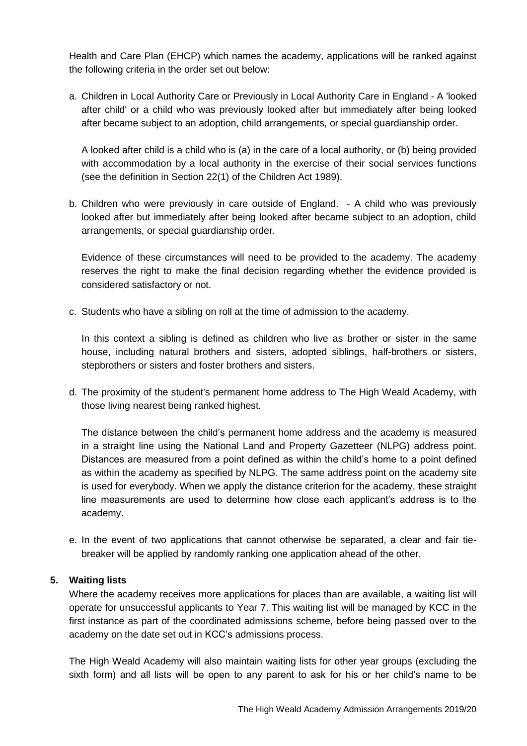Health and Care Plan (EHCP) which names the academy, applications will be ranked against the following criteria in the order set out below:

a. Children in Local Authority Care or Previously in Local Authority Care in England - A 'looked after child' or a child who was previously looked after but immediately after being looked after became subject to an adoption, child arrangements, or special guardianship order.

   A looked after child is a child who is (a) in the care of a local authority, or (b) being provided with accommodation by a local authority in the exercise of their social services functions (see the definition in Section 22(1) of the Children Act 1989).

b. Children who were previously in care outside of England. - A child who was previously looked after but immediately after being looked after became subject to an adoption, child arrangements, or special guardianship order.

   Evidence of these circumstances will need to be provided to the academy. The academy reserves the right to make the final decision regarding whether the evidence provided is considered satisfactory or not.

c. Students who have a sibling on roll at the time of admission to the academy.

   In this context a sibling is defined as children who live as brother or sister in the same house, including natural brothers and sisters, adopted siblings, half-brothers or sisters, stepbrothers or sisters and foster brothers and sisters.

d. The proximity of the student's permanent home address to The High Weald Academy, with those living nearest being ranked highest.

   The distance between the child's permanent home address and the academy is measured in a straight line using the National Land and Property Gazetteer (NLPG) address point. Distances are measured from a point defined as within the child's home to a point defined as within the academy as specified by NLPG. The same address point on the academy site is used for everybody. When we apply the distance criterion for the academy, these straight line measurements are used to determine how close each applicant's address is to the academy.

e. In the event of two applications that cannot otherwise be separated, a clear and fair tie-breaker will be applied by randomly ranking one application ahead of the other.

## 5. Waiting lists

Where the academy receives more applications for places than are available, a waiting list will operate for unsuccessful applicants to Year 7. This waiting list will be managed by KCC in the first instance as part of the coordinated admissions scheme, before being passed over to the academy on the date set out in KCC's admissions process.

The High Weald Academy will also maintain waiting lists for other year groups (excluding the sixth form) and all lists will be open to any parent to ask for his or her child's name to be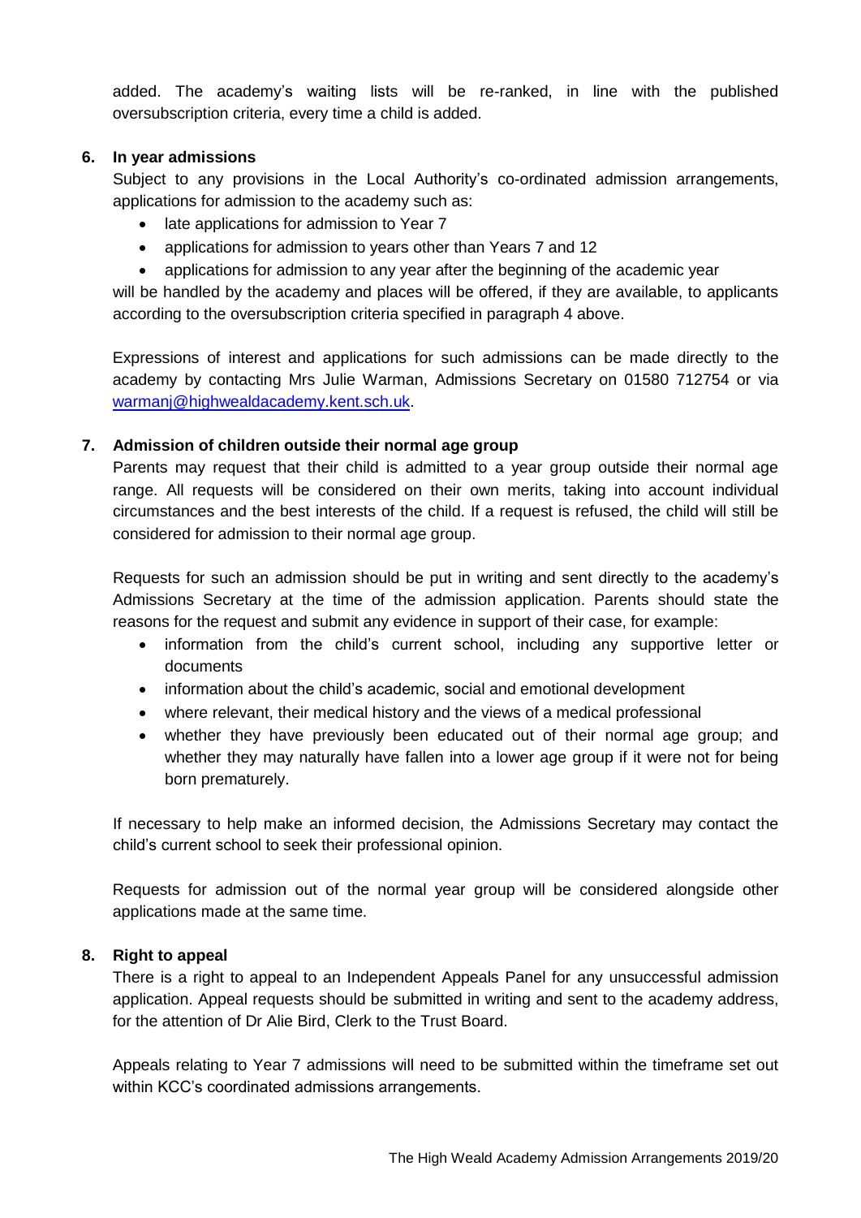added. The academy's waiting lists will be re-ranked, in line with the published oversubscription criteria, every time a child is added.

## 6. In year admissions

Subject to any provisions in the Local Authority's co-ordinated admission arrangements, applications for admission to the academy such as:

- late applications for admission to Year 7
- applications for admission to years other than Years 7 and 12
- applications for admission to any year after the beginning of the academic year

will be handled by the academy and places will be offered, if they are available, to applicants according to the oversubscription criteria specified in paragraph 4 above.

Expressions of interest and applications for such admissions can be made directly to the academy by contacting Mrs Julie Warman, Admissions Secretary on 01580 712754 or via warmanj@highwealdacademy.kent.sch.uk.

## 7. Admission of children outside their normal age group

Parents may request that their child is admitted to a year group outside their normal age range. All requests will be considered on their own merits, taking into account individual circumstances and the best interests of the child. If a request is refused, the child will still be considered for admission to their normal age group.

Requests for such an admission should be put in writing and sent directly to the academy's Admissions Secretary at the time of the admission application. Parents should state the reasons for the request and submit any evidence in support of their case, for example:

- information from the child's current school, including any supportive letter or documents
- information about the child's academic, social and emotional development
- where relevant, their medical history and the views of a medical professional
- whether they have previously been educated out of their normal age group; and whether they may naturally have fallen into a lower age group if it were not for being born prematurely.

If necessary to help make an informed decision, the Admissions Secretary may contact the child's current school to seek their professional opinion.

Requests for admission out of the normal year group will be considered alongside other applications made at the same time.

## 8. Right to appeal

There is a right to appeal to an Independent Appeals Panel for any unsuccessful admission application. Appeal requests should be submitted in writing and sent to the academy address, for the attention of Dr Alie Bird, Clerk to the Trust Board.

Appeals relating to Year 7 admissions will need to be submitted within the timeframe set out within KCC's coordinated admissions arrangements.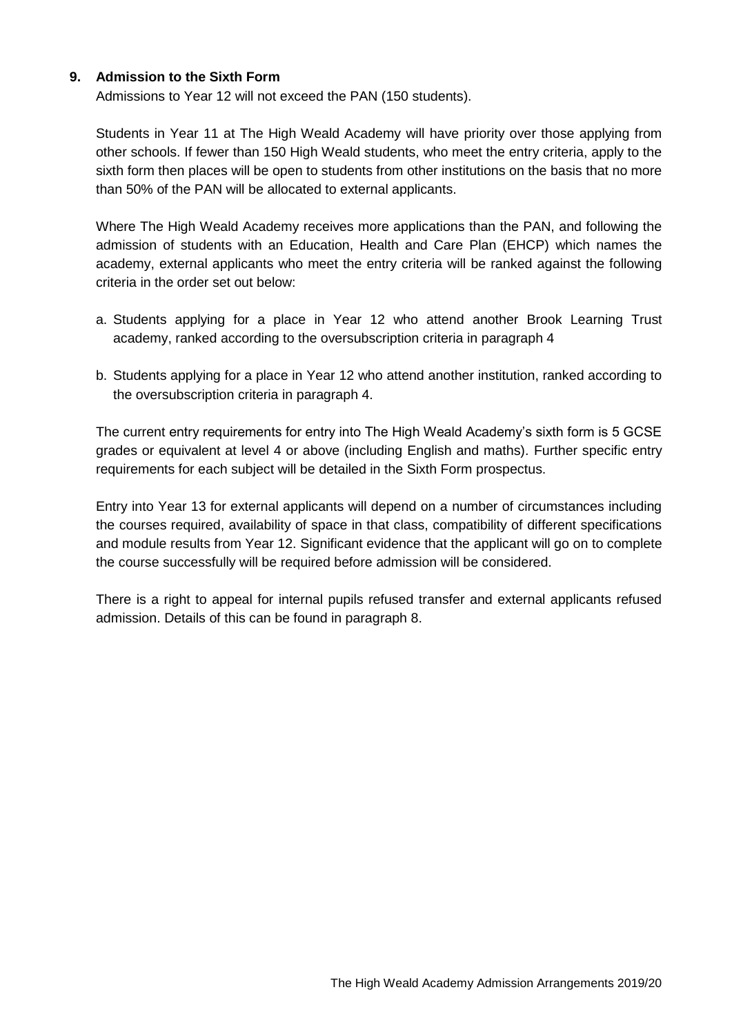## 9. Admission to the Sixth Form

Admissions to Year 12 will not exceed the PAN (150 students).

Students in Year 11 at The High Weald Academy will have priority over those applying from other schools. If fewer than 150 High Weald students, who meet the entry criteria, apply to the sixth form then places will be open to students from other institutions on the basis that no more than 50% of the PAN will be allocated to external applicants.

Where The High Weald Academy receives more applications than the PAN, and following the admission of students with an Education, Health and Care Plan (EHCP) which names the academy, external applicants who meet the entry criteria will be ranked against the following criteria in the order set out below:

a. Students applying for a place in Year 12 who attend another Brook Learning Trust academy, ranked according to the oversubscription criteria in paragraph 4

b. Students applying for a place in Year 12 who attend another institution, ranked according to the oversubscription criteria in paragraph 4.

The current entry requirements for entry into The High Weald Academy's sixth form is 5 GCSE grades or equivalent at level 4 or above (including English and maths). Further specific entry requirements for each subject will be detailed in the Sixth Form prospectus.

Entry into Year 13 for external applicants will depend on a number of circumstances including the courses required, availability of space in that class, compatibility of different specifications and module results from Year 12. Significant evidence that the applicant will go on to complete the course successfully will be required before admission will be considered.

There is a right to appeal for internal pupils refused transfer and external applicants refused admission. Details of this can be found in paragraph 8.